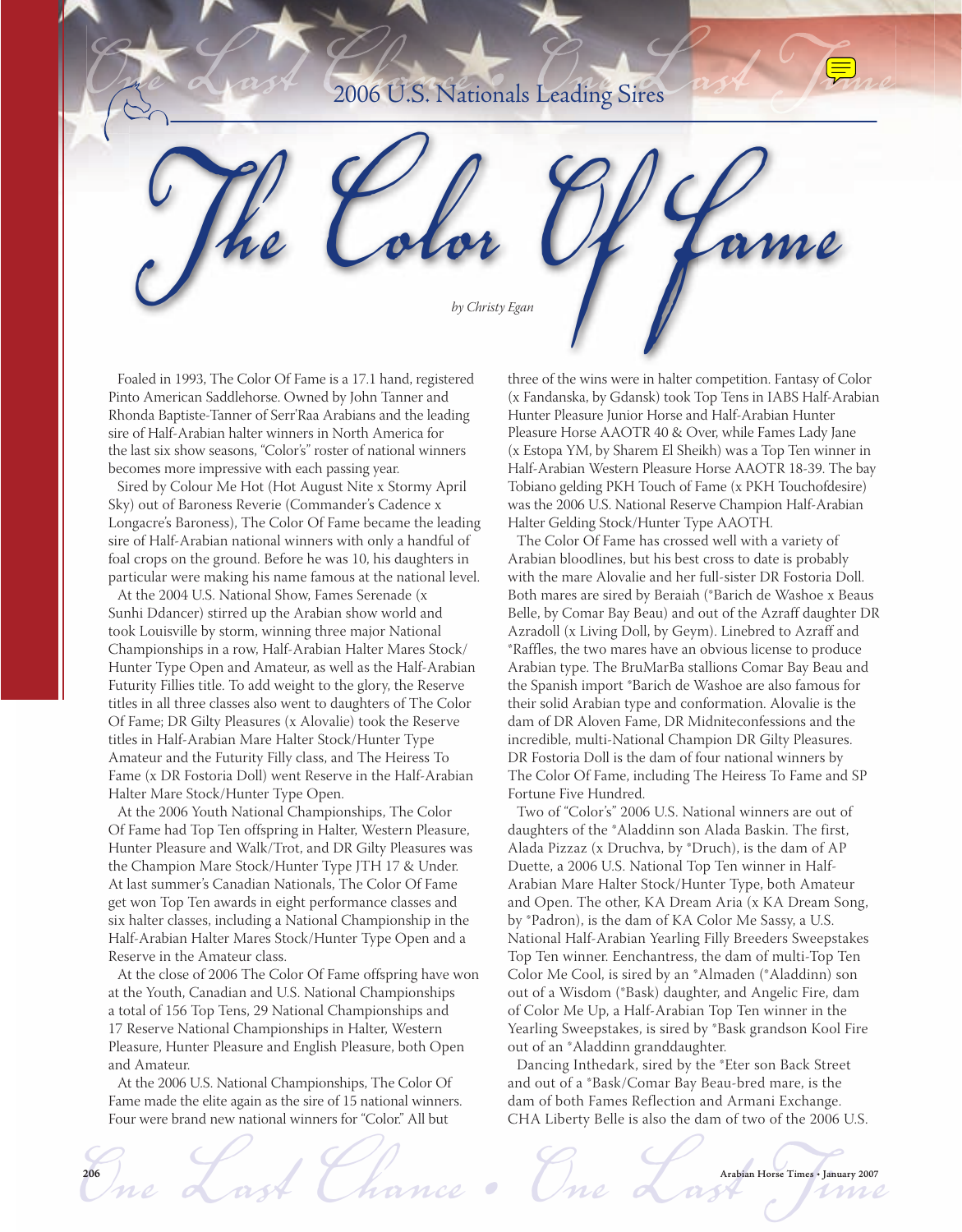2006 U.S. Nationals Leading Sires

# The Color Of Fame

*by Christy Egan*

Foaled in 1993, The Color Of Fame is a 17.1 hand, registered Pinto American Saddlehorse. Owned by John Tanner and Rhonda Baptiste-Tanner of Serr'Raa Arabians and the leading sire of Half-Arabian halter winners in North America for the last six show seasons, "Color's" roster of national winners becomes more impressive with each passing year.

Sired by Colour Me Hot (Hot August Nite x Stormy April Sky) out of Baroness Reverie (Commander's Cadence x Longacre's Baroness), The Color Of Fame became the leading sire of Half-Arabian national winners with only a handful of foal crops on the ground. Before he was 10, his daughters in particular were making his name famous at the national level.

At the 2004 U.S. National Show, Fames Serenade (x Sunhi Ddancer) stirred up the Arabian show world and took Louisville by storm, winning three major National Championships in a row, Half-Arabian Halter Mares Stock/Hunter Type Open and Amateur, as well as the Half-Arabian Futurity Fillies title. To add weight to the glory, the Reserve titles in all three classes also went to daughters of The Color Of Fame; DR Gilty Pleasures (x Alovalie) took the Reserve titles in Half-Arabian Mare Halter Stock/Hunter Type Amateur and the Futurity Filly class, and The Heiress To Fame (x DR Fostoria Doll) went Reserve in the Half-Arabian Halter Mare Stock/Hunter Type Open.

At the 2006 Youth National Championships, The Color Of Fame had Top Ten offspring in Halter, Western Pleasure, Hunter Pleasure and Walk/Trot, and DR Gilty Pleasures was the Champion Mare Stock/Hunter Type JTH 17 & Under. At last summer's Canadian Nationals, The Color Of Fame get won Top Ten awards in eight performance classes and six halter classes, including a National Championship in the Half-Arabian Halter Mares Stock/Hunter Type Open and a Reserve in the Amateur class.

At the close of 2006 The Color Of Fame offspring have won at the Youth, Canadian and U.S. National Championships a total of 156 Top Tens, 29 National Championships and 17 Reserve National Championships in Halter, Western Pleasure, Hunter Pleasure and English Pleasure, both Open and Amateur.

At the 2006 U.S. National Championships, The Color Of Fame made the elite again as the sire of 15 national winners. Four were brand new national winners for "Color." All but three of the wins were in halter competition. Fantasy of Color (x Fandanska, by Gdansk) took Top Tens in IABS Half-Arabian Hunter Pleasure Junior Horse and Half-Arabian Hunter Pleasure Horse AAOTR 40 & Over, while Fames Lady Jane (x Estopa YM, by Sharem El Sheikh) was a Top Ten winner in Half-Arabian Western Pleasure Horse AAOTR 18-39. The bay Tobiano gelding PKH Touch of Fame (x PKH Touchofdesire) was the 2006 U.S. National Reserve Champion Half-Arabian Halter Gelding Stock/Hunter Type AAOTH.

The Color Of Fame has crossed well with a variety of Arabian bloodlines, but his best cross to date is probably with the mare Alovalie and her full-sister DR Fostoria Doll. Both mares are sired by Beraiah (*Barich de Washoe x Beaus Belle, by Comar Bay Beau) and out of the Azraff daughter DR Azradoll (x Living Doll, by Geym). Linebred to Azraff and *Raffles, the two mares have an obvious license to produce Arabian type. The BruMarBa stallions Comar Bay Beau and the Spanish import *Barich de Washoe are also famous for their solid Arabian type and conformation. Alovalie is the dam of DR Aloven Fame, DR Midniteconfessions and the incredible, multi-National Champion DR Gilty Pleasures. DR Fostoria Doll is the dam of four national winners by The Color Of Fame, including The Heiress To Fame and SP Fortune Five Hundred.

Two of "Color's" 2006 U.S. National winners are out of daughters of the *Aladdinn son Alada Baskin. The first, Alada Pizzaz (x Druchva, by *Druch), is the dam of AP Duette, a 2006 U.S. National Top Ten winner in Half-Arabian Mare Halter Stock/Hunter Type, both Amateur and Open. The other, KA Dream Aria (x KA Dream Song, by *Padron), is the dam of KA Color Me Sassy, a U.S. National Half-Arabian Yearling Filly Breeders Sweepstakes Top Ten winner. Eenchantress, the dam of multi-Top Ten Color Me Cool, is sired by an *Almaden (*Aladdinn) son out of a Wisdom (*Bask) daughter, and Angelic Fire, dam of Color Me Up, a Half-Arabian Top Ten winner in the Yearling Sweepstakes, is sired by *Bask grandson Kool Fire out of an *Aladdinn granddaughter.

Dancing Inthedark, sired by the *Eter son Back Street and out of a *Bask/Comar Bay Beau-bred mare, is the dam of both Fames Reflection and Armani Exchange. CHA Liberty Belle is also the dam of two of the 2006 U.S.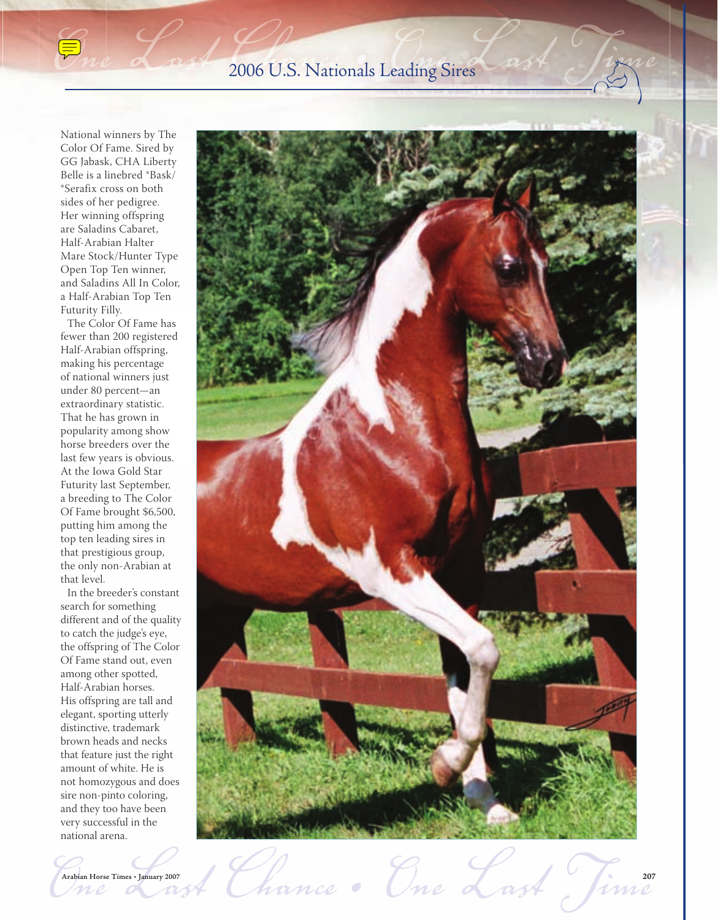National winners by The Color Of Fame. Sired by GG Jabask, CHA Liberty Belle is a linebred *Bask/ *Serafix cross on both sides of her pedigree. Her winning offspring are Saladins Cabaret, Half-Arabian Halter Mare Stock/Hunter Type Open Top Ten winner, and Saladins All In Color, a Half-Arabian Top Ten Futurity Filly.

The Color Of Fame has fewer than 200 registered Half-Arabian offspring, making his percentage of national winners just under 80 percent—an extraordinary statistic. That he has grown in popularity among show horse breeders over the last few years is obvious. At the Iowa Gold Star Futurity last September, a breeding to The Color Of Fame brought $6,500, putting him among the top ten leading sires in that prestigious group, the only non-Arabian at that level.

In the breeder's constant search for something different and of the quality to catch the judge's eye, the offspring of The Color Of Fame stand out, even among other spotted, Half-Arabian horses. His offspring are tall and elegant, sporting utterly distinctive, trademark brown heads and necks that feature just the right amount of white. He is not homozygous and does sire non-pinto coloring, and they too have been very successful in the national arena.